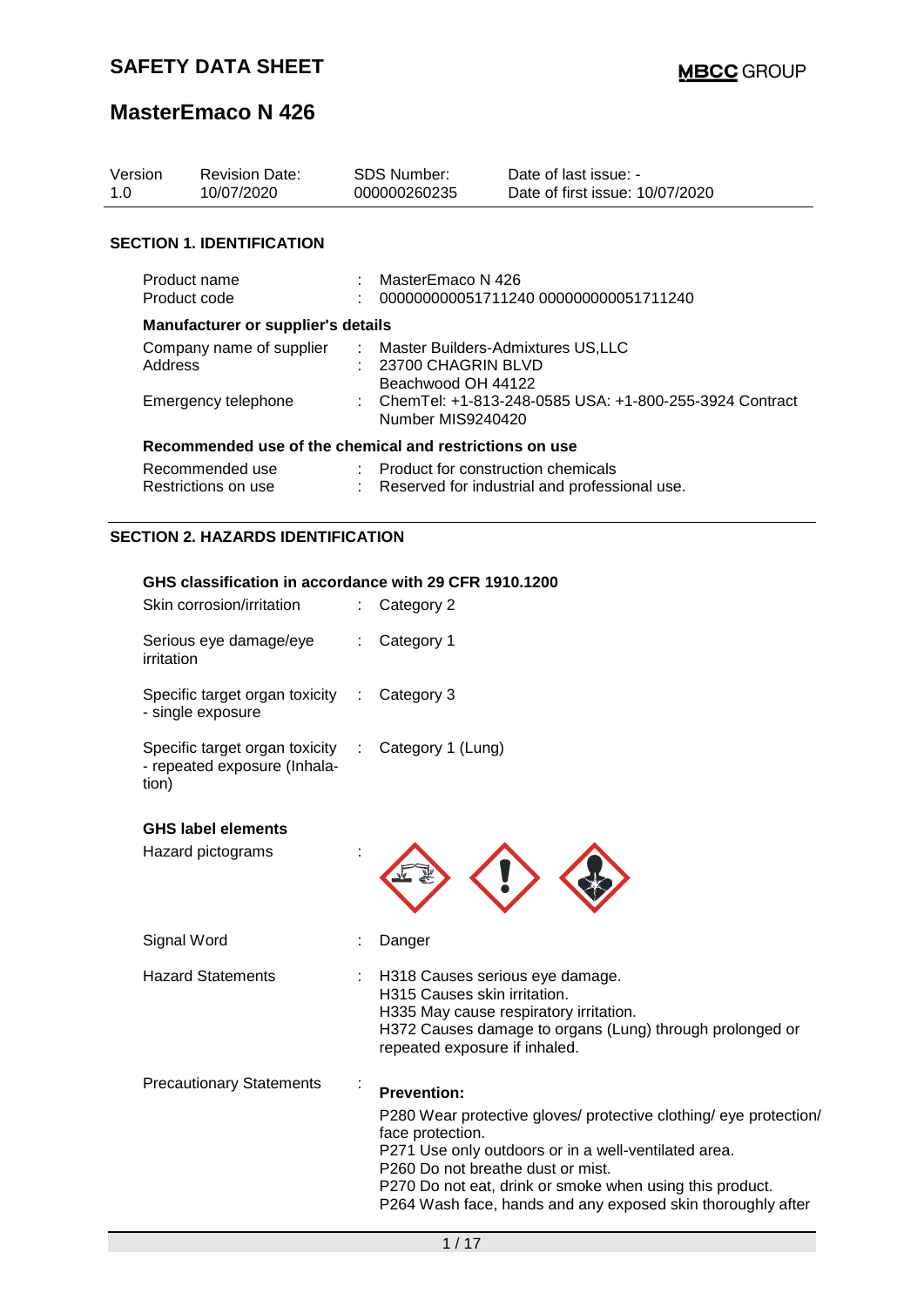# SAFETY DATA SHEET

# MasterEmaco N 426

| Version | Revision Date: | SDS Number: | Date of last issue: - |
|---|---|---|---|
| 1.0 | 10/07/2020 | 000000260235 | Date of first issue: 10/07/2020 |

## SECTION 1. IDENTIFICATION

| | | |
|---|---|---|
| Product name | : | MasterEmaco N 426 |
| Product code | : | 000000000051711240 000000000051711240 |

**Manufacturer or supplier's details**

| | | |
|---|---|---|
| Company name of supplier | : | Master Builders-Admixtures US,LLC |
| Address | : | 23700 CHAGRIN BLVD<br>Beachwood OH 44122 |
| Emergency telephone | : | ChemTel: +1-813-248-0585 USA: +1-800-255-3924 Contract Number MIS9240420 |

**Recommended use of the chemical and restrictions on use**

| | | |
|---|---|---|
| Recommended use | : | Product for construction chemicals |
| Restrictions on use | : | Reserved for industrial and professional use. |

## SECTION 2. HAZARDS IDENTIFICATION

**GHS classification in accordance with 29 CFR 1910.1200**

| | | |
|---|---|---|
| Skin corrosion/irritation | : | Category 2 |
| Serious eye damage/eye irritation | : | Category 1 |
| Specific target organ toxicity - single exposure | : | Category 3 |
| Specific target organ toxicity - repeated exposure (Inhalation) | : | Category 1 (Lung) |

**GHS label elements**

Hazard pictograms :

Signal Word : Danger

Hazard Statements :
H318 Causes serious eye damage.
H315 Causes skin irritation.
H335 May cause respiratory irritation.
H372 Causes damage to organs (Lung) through prolonged or repeated exposure if inhaled.

Precautionary Statements :

**Prevention:**

P280 Wear protective gloves/ protective clothing/ eye protection/ face protection.
P271 Use only outdoors or in a well-ventilated area.
P260 Do not breathe dust or mist.
P270 Do not eat, drink or smoke when using this product.
P264 Wash face, hands and any exposed skin thoroughly after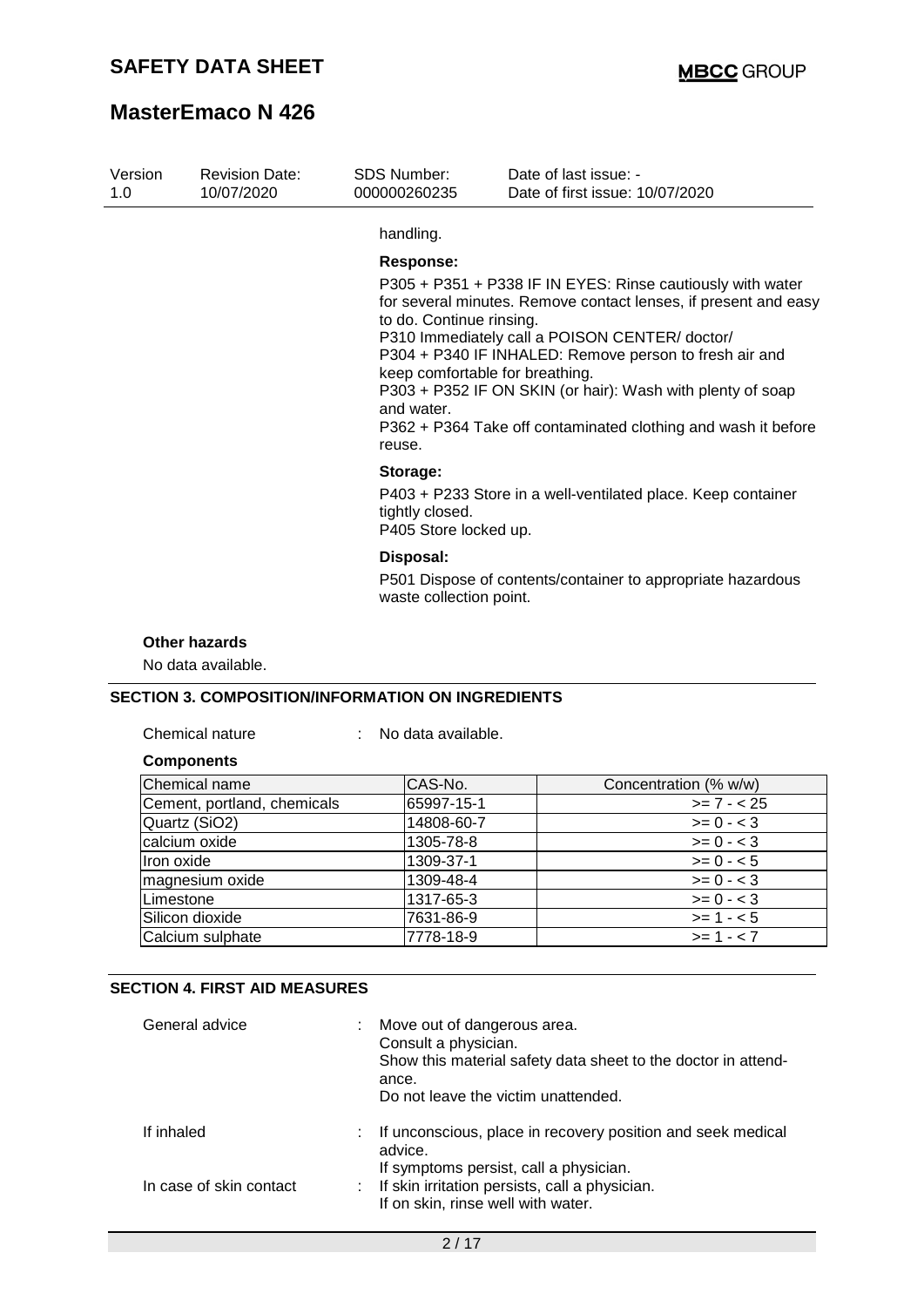handling.

**Response:**

P305 + P351 + P338 IF IN EYES: Rinse cautiously with water for several minutes. Remove contact lenses, if present and easy to do. Continue rinsing.
P310 Immediately call a POISON CENTER/ doctor/
P304 + P340 IF INHALED: Remove person to fresh air and keep comfortable for breathing.
P303 + P352 IF ON SKIN (or hair): Wash with plenty of soap and water.
P362 + P364 Take off contaminated clothing and wash it before reuse.

**Storage:**

P403 + P233 Store in a well-ventilated place. Keep container tightly closed.
P405 Store locked up.

**Disposal:**

P501 Dispose of contents/container to appropriate hazardous waste collection point.

**Other hazards**

No data available.

## SECTION 3. COMPOSITION/INFORMATION ON INGREDIENTS

Chemical nature : No data available.

**Components**

| Chemical name | CAS-No. | Concentration (% w/w) |
|---|---|---|
| Cement, portland, chemicals | 65997-15-1 | >= 7 - < 25 |
| Quartz ($SiO_2$) | 14808-60-7 | >= 0 - < 3 |
| calcium oxide | 1305-78-8 | >= 0 - < 3 |
| Iron oxide | 1309-37-1 | >= 0 - < 5 |
| magnesium oxide | 1309-48-4 | >= 0 - < 3 |
| Limestone | 1317-65-3 | >= 0 - < 3 |
| Silicon dioxide | 7631-86-9 | >= 1 - < 5 |
| Calcium sulphate | 7778-18-9 | >= 1 - < 7 |

## SECTION 4. FIRST AID MEASURES

General advice : Move out of dangerous area.
Consult a physician.
Show this material safety data sheet to the doctor in attendance.
Do not leave the victim unattended.

If inhaled : If unconscious, place in recovery position and seek medical advice.
If symptoms persist, call a physician.

In case of skin contact : If skin irritation persists, call a physician.
If on skin, rinse well with water.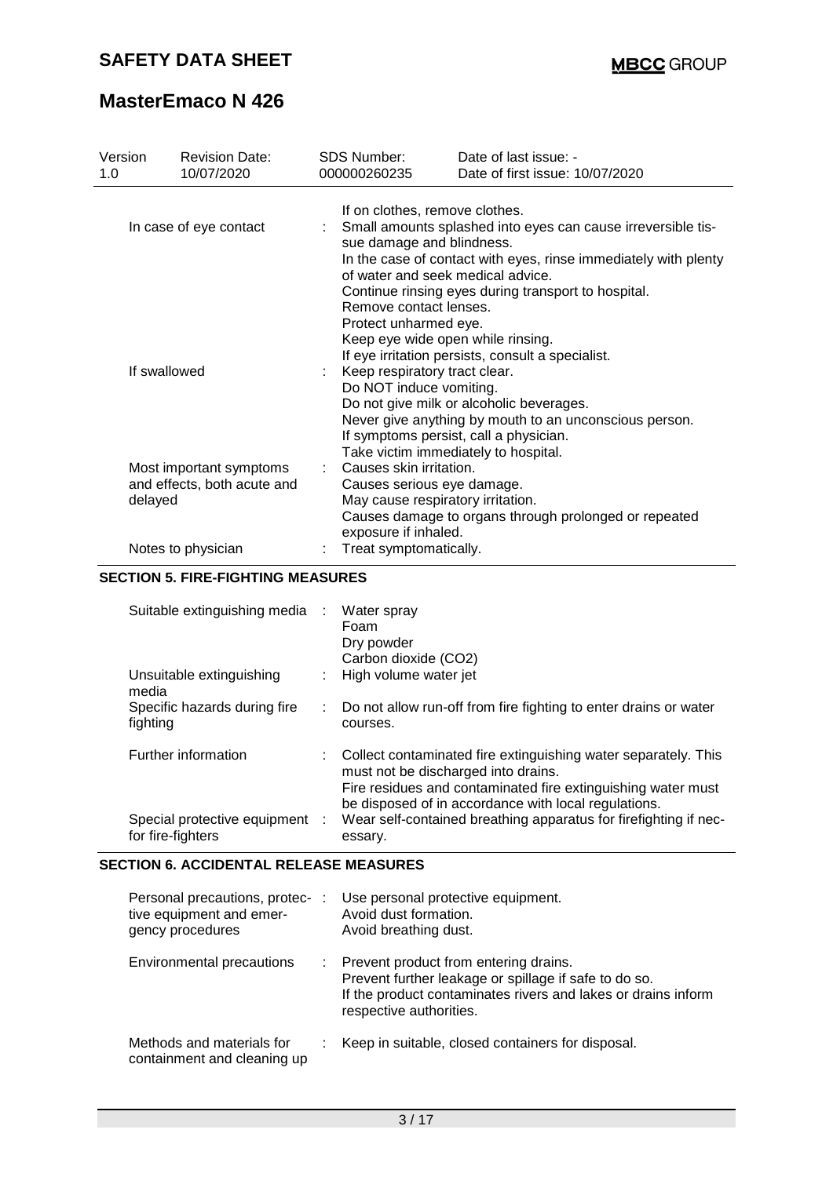| Version | Revision Date: | SDS Number: | Date of last issue: - |
| --- | --- | --- | --- |
| 1.0 | 10/07/2020 | 000000260235 | Date of first issue: 10/07/2020 |

| | | |
| --- | --- | --- |
| | | If on clothes, remove clothes. |
| In case of eye contact | : | Small amounts splashed into eyes can cause irreversible tissue damage and blindness.<br>In the case of contact with eyes, rinse immediately with plenty of water and seek medical advice.<br>Continue rinsing eyes during transport to hospital.<br>Remove contact lenses.<br>Protect unharmed eye.<br>Keep eye wide open while rinsing.<br>If eye irritation persists, consult a specialist. |
| If swallowed | : | Keep respiratory tract clear.<br>Do NOT induce vomiting.<br>Do not give milk or alcoholic beverages.<br>Never give anything by mouth to an unconscious person.<br>If symptoms persist, call a physician.<br>Take victim immediately to hospital. |
| Most important symptoms and effects, both acute and delayed | : | Causes skin irritation.<br>Causes serious eye damage.<br>May cause respiratory irritation.<br>Causes damage to organs through prolonged or repeated exposure if inhaled. |
| Notes to physician | : | Treat symptomatically. |

## SECTION 5. FIRE-FIGHTING MEASURES

| | | |
| --- | --- | --- |
| Suitable extinguishing media | : | Water spray<br>Foam<br>Dry powder<br>Carbon dioxide (CO2) |
| Unsuitable extinguishing media | : | High volume water jet |
| Specific hazards during fire fighting | : | Do not allow run-off from fire fighting to enter drains or water courses. |
| Further information | : | Collect contaminated fire extinguishing water separately. This must not be discharged into drains.<br>Fire residues and contaminated fire extinguishing water must be disposed of in accordance with local regulations. |
| Special protective equipment for fire-fighters | : | Wear self-contained breathing apparatus for firefighting if necessary. |

## SECTION 6. ACCIDENTAL RELEASE MEASURES

| | | |
| --- | --- | --- |
| Personal precautions, protective equipment and emergency procedures | : | Use personal protective equipment.<br>Avoid dust formation.<br>Avoid breathing dust. |
| Environmental precautions | : | Prevent product from entering drains.<br>Prevent further leakage or spillage if safe to do so.<br>If the product contaminates rivers and lakes or drains inform respective authorities. |
| Methods and materials for containment and cleaning up | : | Keep in suitable, closed containers for disposal. |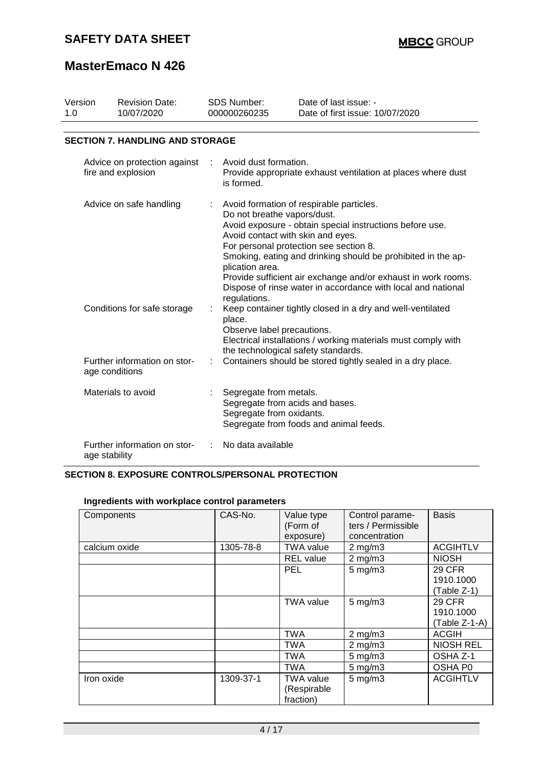## SECTION 7. HANDLING AND STORAGE

| | |
|---|---|
| Advice on protection against fire and explosion | : Avoid dust formation.<br>Provide appropriate exhaust ventilation at places where dust is formed. |
| Advice on safe handling | : Avoid formation of respirable particles.<br>Do not breathe vapors/dust.<br>Avoid exposure - obtain special instructions before use.<br>Avoid contact with skin and eyes.<br>For personal protection see section 8.<br>Smoking, eating and drinking should be prohibited in the application area.<br>Provide sufficient air exchange and/or exhaust in work rooms.<br>Dispose of rinse water in accordance with local and national regulations. |
| Conditions for safe storage | : Keep container tightly closed in a dry and well-ventilated place.<br>Observe label precautions.<br>Electrical installations / working materials must comply with the technological safety standards. |
| Further information on storage conditions | : Containers should be stored tightly sealed in a dry place. |
| Materials to avoid | : Segregate from metals.<br>Segregate from acids and bases.<br>Segregate from oxidants.<br>Segregate from foods and animal feeds. |
| Further information on storage stability | : No data available |

## SECTION 8. EXPOSURE CONTROLS/PERSONAL PROTECTION

### Ingredients with workplace control parameters

| Components | CAS-No. | Value type (Form of exposure) | Control parameters / Permissible concentration | Basis |
|---|---|---|---|---|
| calcium oxide | 1305-78-8 | TWA value | 2 mg/m3 | ACGIHTLV |
| | | REL value | 2 mg/m3 | NIOSH |
| | | PEL | 5 mg/m3 | 29 CFR 1910.1000 (Table Z-1) |
| | | TWA value | 5 mg/m3 | 29 CFR 1910.1000 (Table Z-1-A) |
| | | TWA | 2 mg/m3 | ACGIH |
| | | TWA | 2 mg/m3 | NIOSH REL |
| | | TWA | 5 mg/m3 | OSHA Z-1 |
| | | TWA | 5 mg/m3 | OSHA P0 |
| Iron oxide | 1309-37-1 | TWA value (Respirable fraction) | 5 mg/m3 | ACGIHTLV |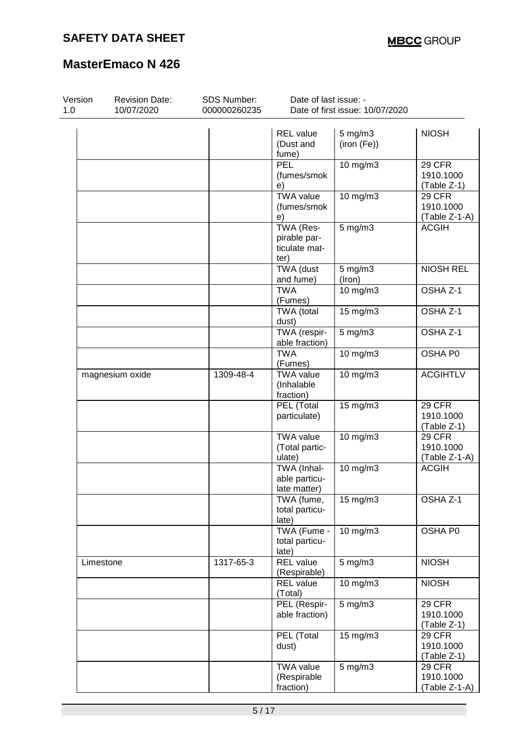| | | | | |
|---|---|---|---|---|
| | | REL value (Dust and fume) | 5 mg/m3 (iron (Fe)) | NIOSH |
| | | PEL (fumes/smoke) | 10 mg/m3 | 29 CFR 1910.1000 (Table Z-1) |
| | | TWA value (fumes/smoke) | 10 mg/m3 | 29 CFR 1910.1000 (Table Z-1-A) |
| | | TWA (Respirable particulate matter) | 5 mg/m3 | ACGIH |
| | | TWA (dust and fume) | 5 mg/m3 (Iron) | NIOSH REL |
| | | TWA (Fumes) | 10 mg/m3 | OSHA Z-1 |
| | | TWA (total dust) | 15 mg/m3 | OSHA Z-1 |
| | | TWA (respirable fraction) | 5 mg/m3 | OSHA Z-1 |
| | | TWA (Fumes) | 10 mg/m3 | OSHA P0 |
| magnesium oxide | 1309-48-4 | TWA value (Inhalable fraction) | 10 mg/m3 | ACGIHTLV |
| | | PEL (Total particulate) | 15 mg/m3 | 29 CFR 1910.1000 (Table Z-1) |
| | | TWA value (Total particulate) | 10 mg/m3 | 29 CFR 1910.1000 (Table Z-1-A) |
| | | TWA (Inhalable particulate matter) | 10 mg/m3 | ACGIH |
| | | TWA (fume, total particulate) | 15 mg/m3 | OSHA Z-1 |
| | | TWA (Fume - total particulate) | 10 mg/m3 | OSHA P0 |
| Limestone | 1317-65-3 | REL value (Respirable) | 5 mg/m3 | NIOSH |
| | | REL value (Total) | 10 mg/m3 | NIOSH |
| | | PEL (Respirable fraction) | 5 mg/m3 | 29 CFR 1910.1000 (Table Z-1) |
| | | PEL (Total dust) | 15 mg/m3 | 29 CFR 1910.1000 (Table Z-1) |
| | | TWA value (Respirable fraction) | 5 mg/m3 | 29 CFR 1910.1000 (Table Z-1-A) |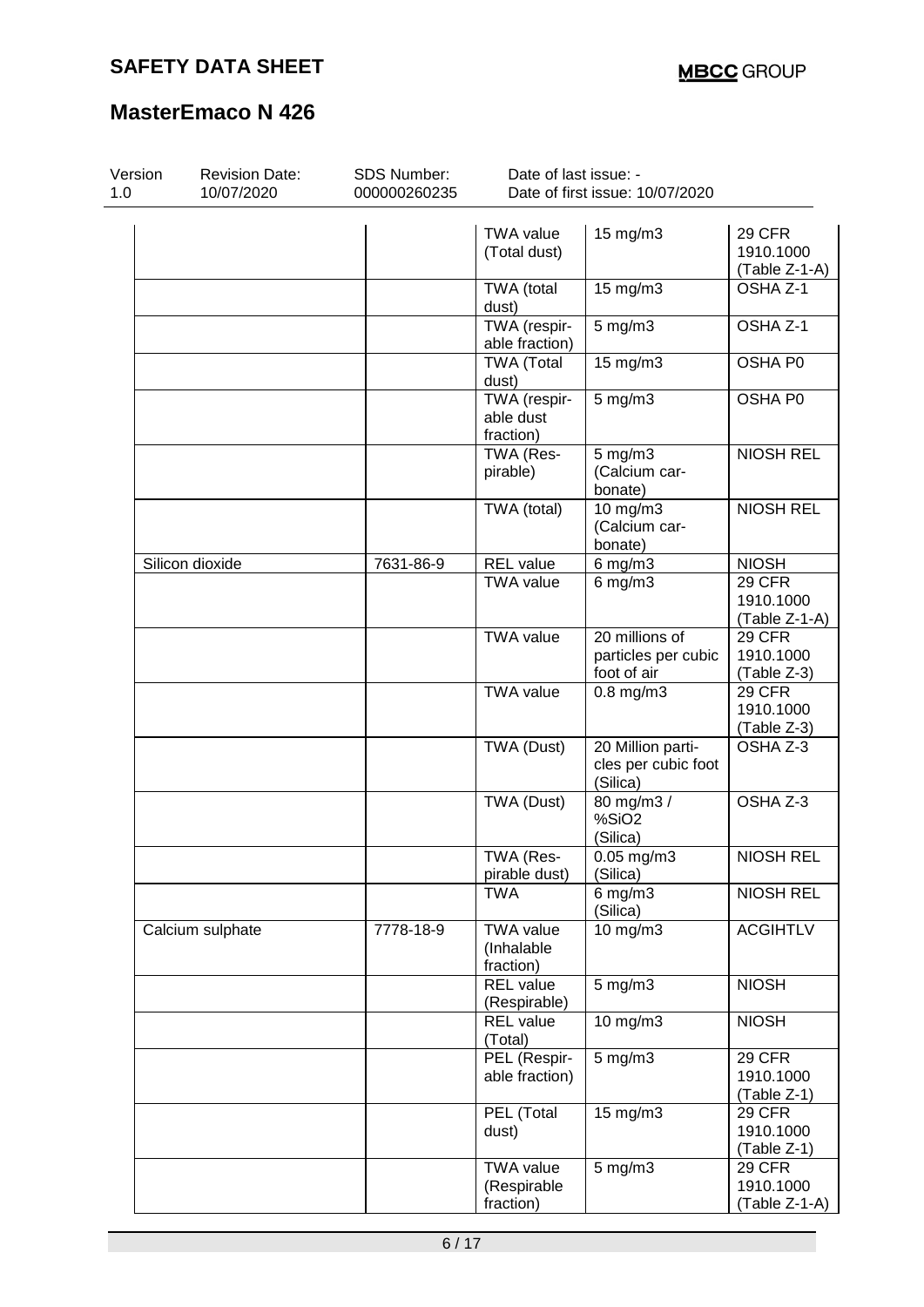| | | | | |
|---|---|---|---|---|
| | | TWA value (Total dust) | 15 mg/m3 | 29 CFR 1910.1000 (Table Z-1-A) |
| | | TWA (total dust) | 15 mg/m3 | OSHA Z-1 |
| | | TWA (respirable fraction) | 5 mg/m3 | OSHA Z-1 |
| | | TWA (Total dust) | 15 mg/m3 | OSHA P0 |
| | | TWA (respirable dust fraction) | 5 mg/m3 | OSHA P0 |
| | | TWA (Respirable) | 5 mg/m3 (Calcium carbonate) | NIOSH REL |
| | | TWA (total) | 10 mg/m3 (Calcium carbonate) | NIOSH REL |
| Silicon dioxide | 7631-86-9 | REL value | 6 mg/m3 | NIOSH |
| | | TWA value | 6 mg/m3 | 29 CFR 1910.1000 (Table Z-1-A) |
| | | TWA value | 20 millions of particles per cubic foot of air | 29 CFR 1910.1000 (Table Z-3) |
| | | TWA value | 0.8 mg/m3 | 29 CFR 1910.1000 (Table Z-3) |
| | | TWA (Dust) | 20 Million particles per cubic foot (Silica) | OSHA Z-3 |
| | | TWA (Dust) | 80 mg/m3 / %SiO2 (Silica) | OSHA Z-3 |
| | | TWA (Respirable dust) | 0.05 mg/m3 (Silica) | NIOSH REL |
| | | TWA | 6 mg/m3 (Silica) | NIOSH REL |
| Calcium sulphate | 7778-18-9 | TWA value (Inhalable fraction) | 10 mg/m3 | ACGIHTLV |
| | | REL value (Respirable) | 5 mg/m3 | NIOSH |
| | | REL value (Total) | 10 mg/m3 | NIOSH |
| | | PEL (Respirable fraction) | 5 mg/m3 | 29 CFR 1910.1000 (Table Z-1) |
| | | PEL (Total dust) | 15 mg/m3 | 29 CFR 1910.1000 (Table Z-1) |
| | | TWA value (Respirable fraction) | 5 mg/m3 | 29 CFR 1910.1000 (Table Z-1-A) |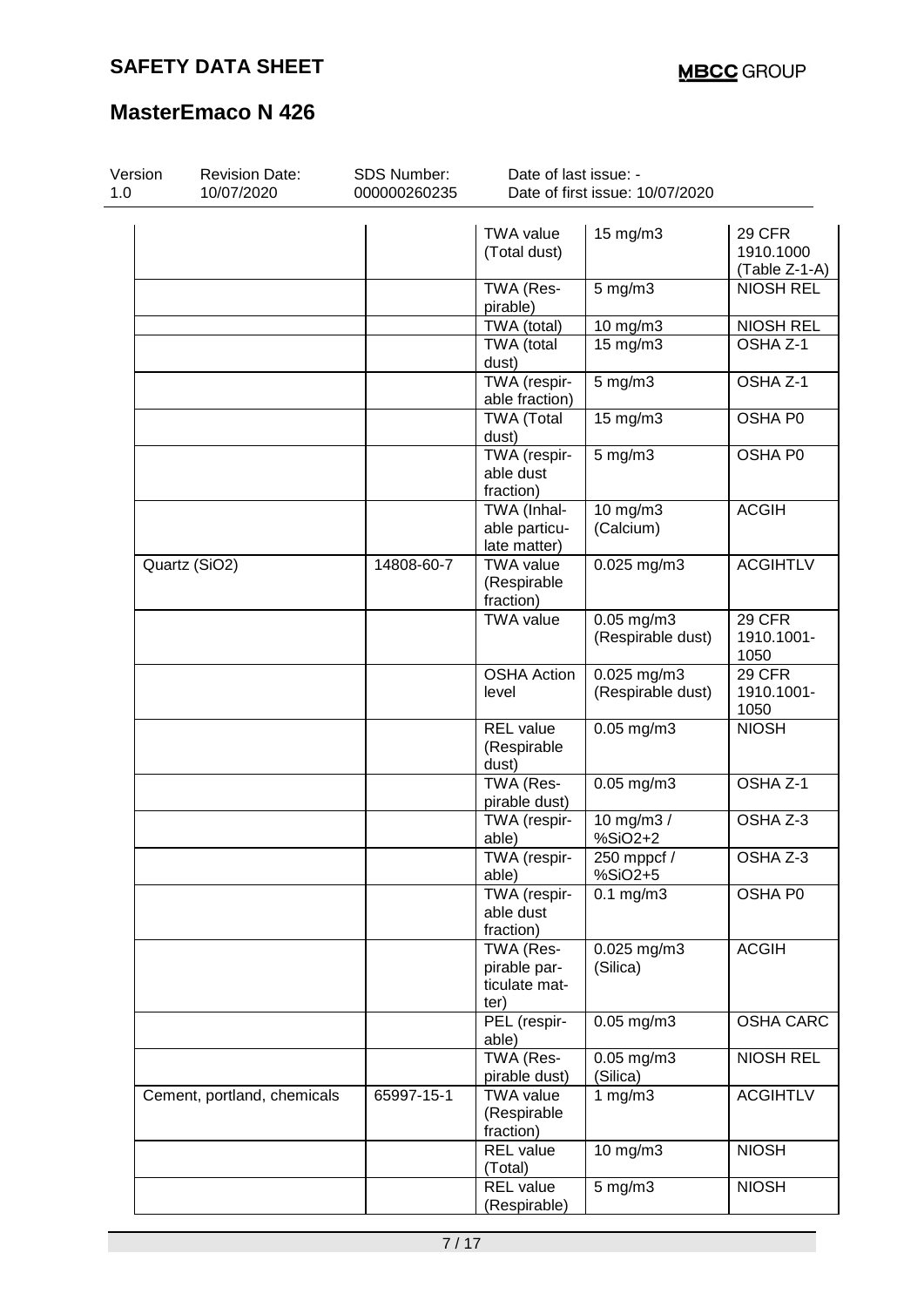| | | | | |
|---|---|---|---|---|
| | | TWA value (Total dust) | 15 mg/m3 | 29 CFR 1910.1000 (Table Z-1-A) |
| | | TWA (Respirable) | 5 mg/m3 | NIOSH REL |
| | | TWA (total) | 10 mg/m3 | NIOSH REL |
| | | TWA (total dust) | 15 mg/m3 | OSHA Z-1 |
| | | TWA (respirable fraction) | 5 mg/m3 | OSHA Z-1 |
| | | TWA (Total dust) | 15 mg/m3 | OSHA P0 |
| | | TWA (respirable dust fraction) | 5 mg/m3 | OSHA P0 |
| | | TWA (Inhalable particulate matter) | 10 mg/m3 (Calcium) | ACGIH |
| Quartz (SiO2) | 14808-60-7 | TWA value (Respirable fraction) | 0.025 mg/m3 | ACGIHTLV |
| | | TWA value | 0.05 mg/m3 (Respirable dust) | 29 CFR 1910.1001-1050 |
| | | OSHA Action level | 0.025 mg/m3 (Respirable dust) | 29 CFR 1910.1001-1050 |
| | | REL value (Respirable dust) | 0.05 mg/m3 | NIOSH |
| | | TWA (Respirable dust) | 0.05 mg/m3 | OSHA Z-1 |
| | | TWA (respirable) | 10 mg/m3 / %SiO2+2 | OSHA Z-3 |
| | | TWA (respirable) | 250 mppcf / %SiO2+5 | OSHA Z-3 |
| | | TWA (respirable dust fraction) | 0.1 mg/m3 | OSHA P0 |
| | | TWA (Respirable particulate matter) | 0.025 mg/m3 (Silica) | ACGIH |
| | | PEL (respirable) | 0.05 mg/m3 | OSHA CARC |
| | | TWA (Respirable dust) | 0.05 mg/m3 (Silica) | NIOSH REL |
| Cement, portland, chemicals | 65997-15-1 | TWA value (Respirable fraction) | 1 mg/m3 | ACGIHTLV |
| | | REL value (Total) | 10 mg/m3 | NIOSH |
| | | REL value (Respirable) | 5 mg/m3 | NIOSH |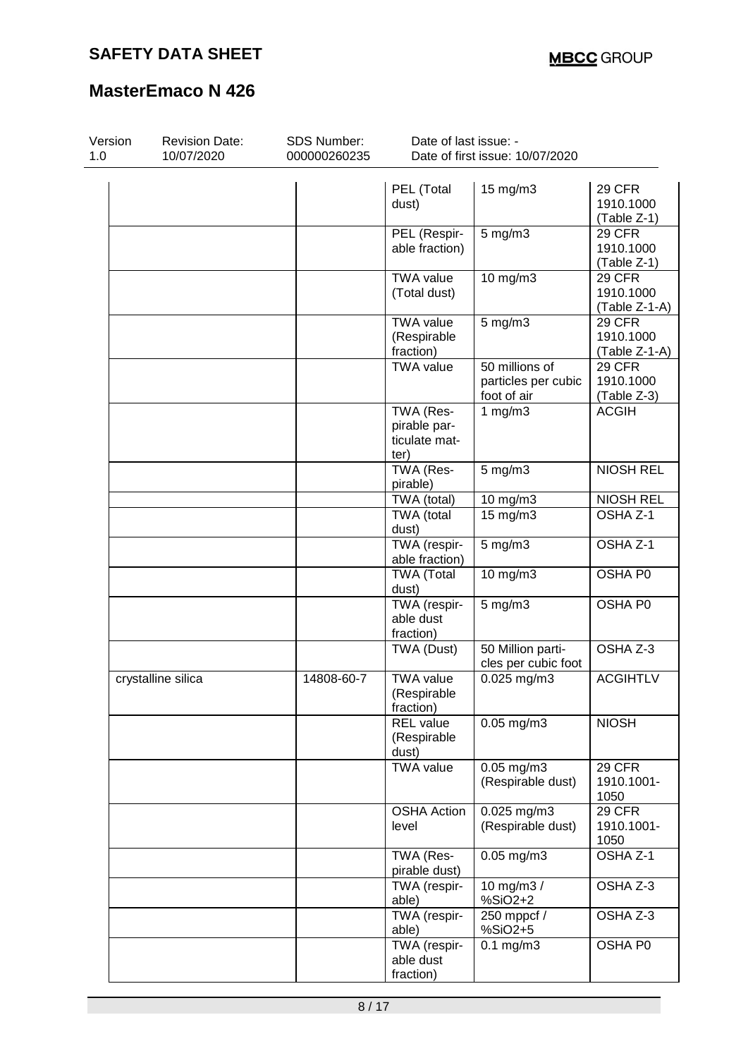| | | | | |
|---|---|---|---|---|
| | | PEL (Total dust) | 15 mg/m3 | 29 CFR 1910.1000 (Table Z-1) |
| | | PEL (Respirable fraction) | 5 mg/m3 | 29 CFR 1910.1000 (Table Z-1) |
| | | TWA value (Total dust) | 10 mg/m3 | 29 CFR 1910.1000 (Table Z-1-A) |
| | | TWA value (Respirable fraction) | 5 mg/m3 | 29 CFR 1910.1000 (Table Z-1-A) |
| | | TWA value | 50 millions of particles per cubic foot of air | 29 CFR 1910.1000 (Table Z-3) |
| | | TWA (Respirable particulate matter) | 1 mg/m3 | ACGIH |
| | | TWA (Respirable) | 5 mg/m3 | NIOSH REL |
| | | TWA (total) | 10 mg/m3 | NIOSH REL |
| | | TWA (total dust) | 15 mg/m3 | OSHA Z-1 |
| | | TWA (respirable fraction) | 5 mg/m3 | OSHA Z-1 |
| | | TWA (Total dust) | 10 mg/m3 | OSHA P0 |
| | | TWA (respirable dust fraction) | 5 mg/m3 | OSHA P0 |
| | | TWA (Dust) | 50 Million particles per cubic foot | OSHA Z-3 |
| crystalline silica | 14808-60-7 | TWA value (Respirable fraction) | 0.025 mg/m3 | ACGIHTLV |
| | | REL value (Respirable dust) | 0.05 mg/m3 | NIOSH |
| | | TWA value | 0.05 mg/m3 (Respirable dust) | 29 CFR 1910.1001-1050 |
| | | OSHA Action level | 0.025 mg/m3 (Respirable dust) | 29 CFR 1910.1001-1050 |
| | | TWA (Respirable dust) | 0.05 mg/m3 | OSHA Z-1 |
| | | TWA (respirable) | 10 mg/m3 / %SiO2+2 | OSHA Z-3 |
| | | TWA (respirable) | 250 mppcf / %SiO2+5 | OSHA Z-3 |
| | | TWA (respirable dust fraction) | 0.1 mg/m3 | OSHA P0 |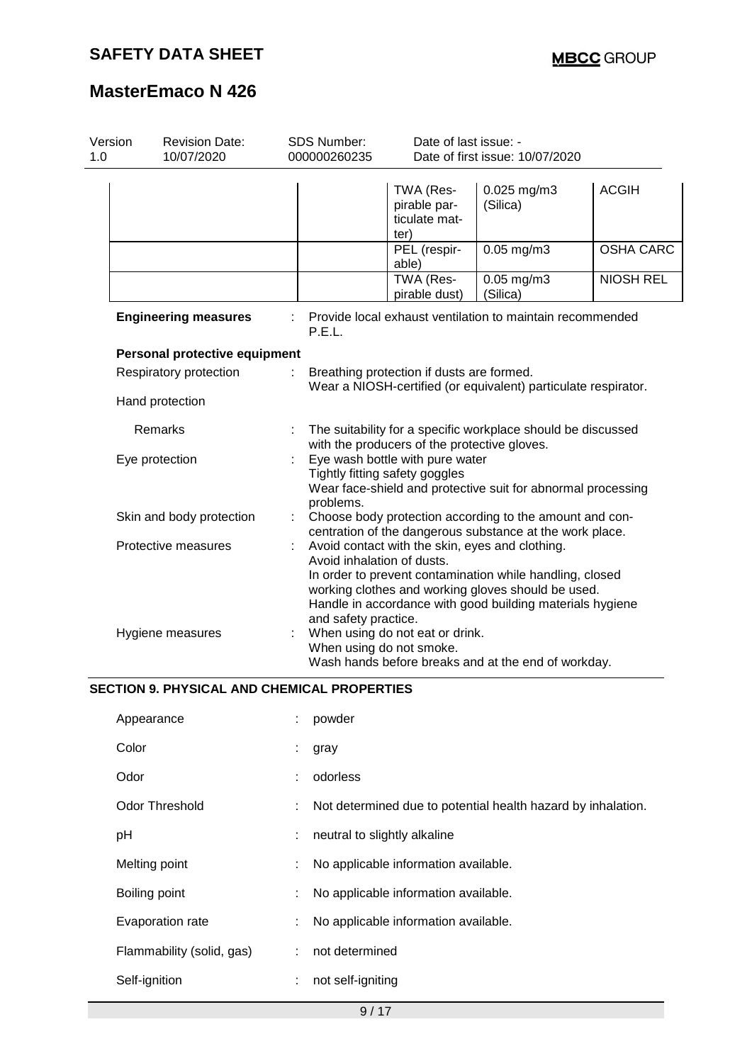| | | | | |
|---|---|---|---|---|
| | | TWA (Respirable particulate matter) | 0.025 mg/m3 (Silica) | ACGIH |
| | | PEL (respirable) | 0.05 mg/m3 | OSHA CARC |
| | | TWA (Respirable dust) | 0.05 mg/m3 (Silica) | NIOSH REL |

**Engineering measures** : Provide local exhaust ventilation to maintain recommended P.E.L.

**Personal protective equipment**

Respiratory protection : Breathing protection if dusts are formed. Wear a NIOSH-certified (or equivalent) particulate respirator.

Hand protection

Remarks : The suitability for a specific workplace should be discussed with the producers of the protective gloves.

Eye protection : Eye wash bottle with pure water
Tightly fitting safety goggles
Wear face-shield and protective suit for abnormal processing problems.

Skin and body protection : Choose body protection according to the amount and concentration of the dangerous substance at the work place.

Protective measures : Avoid contact with the skin, eyes and clothing.
Avoid inhalation of dusts.
In order to prevent contamination while handling, closed working clothes and working gloves should be used.
Handle in accordance with good building materials hygiene and safety practice.

Hygiene measures : When using do not eat or drink.
When using do not smoke.
Wash hands before breaks and at the end of workday.

## SECTION 9. PHYSICAL AND CHEMICAL PROPERTIES

Appearance : powder

Color : gray

Odor : odorless

Odor Threshold : Not determined due to potential health hazard by inhalation.

pH : neutral to slightly alkaline

Melting point : No applicable information available.

Boiling point : No applicable information available.

Evaporation rate : No applicable information available.

Flammability (solid, gas) : not determined

Self-ignition : not self-igniting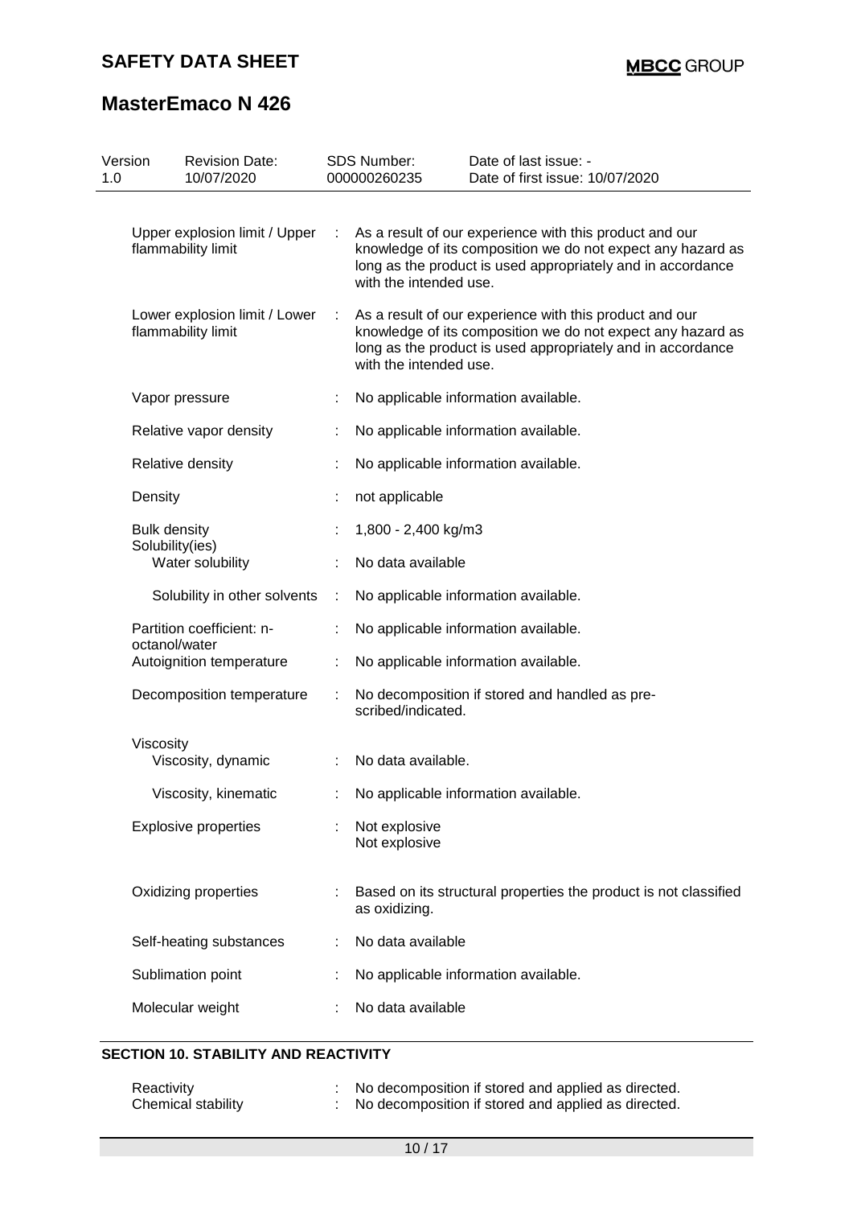| Version 1.0 | Revision Date: 10/07/2020 | SDS Number: 000000260235 | Date of last issue: - Date of first issue: 10/07/2020 |
|---|---|---|---|

| | | |
|---|---|---|
| Upper explosion limit / Upper flammability limit | : | As a result of our experience with this product and our knowledge of its composition we do not expect any hazard as long as the product is used appropriately and in accordance with the intended use. |
| Lower explosion limit / Lower flammability limit | : | As a result of our experience with this product and our knowledge of its composition we do not expect any hazard as long as the product is used appropriately and in accordance with the intended use. |
| Vapor pressure | : | No applicable information available. |
| Relative vapor density | : | No applicable information available. |
| Relative density | : | No applicable information available. |
| Density | : | not applicable |
| Bulk density | : | 1,800 - 2,400 kg/m3 |
| Solubility(ies) | | |
| Water solubility | : | No data available |
| Solubility in other solvents | : | No applicable information available. |
| Partition coefficient: n-octanol/water | : | No applicable information available. |
| Autoignition temperature | : | No applicable information available. |
| Decomposition temperature | : | No decomposition if stored and handled as prescribed/indicated. |
| Viscosity | | |
| Viscosity, dynamic | : | No data available. |
| Viscosity, kinematic | : | No applicable information available. |
| Explosive properties | : | Not explosive<br>Not explosive |
| Oxidizing properties | : | Based on its structural properties the product is not classified as oxidizing. |
| Self-heating substances | : | No data available |
| Sublimation point | : | No applicable information available. |
| Molecular weight | : | No data available |

## SECTION 10. STABILITY AND REACTIVITY

| | | |
|---|---|---|
| Reactivity | : | No decomposition if stored and applied as directed. |
| Chemical stability | : | No decomposition if stored and applied as directed. |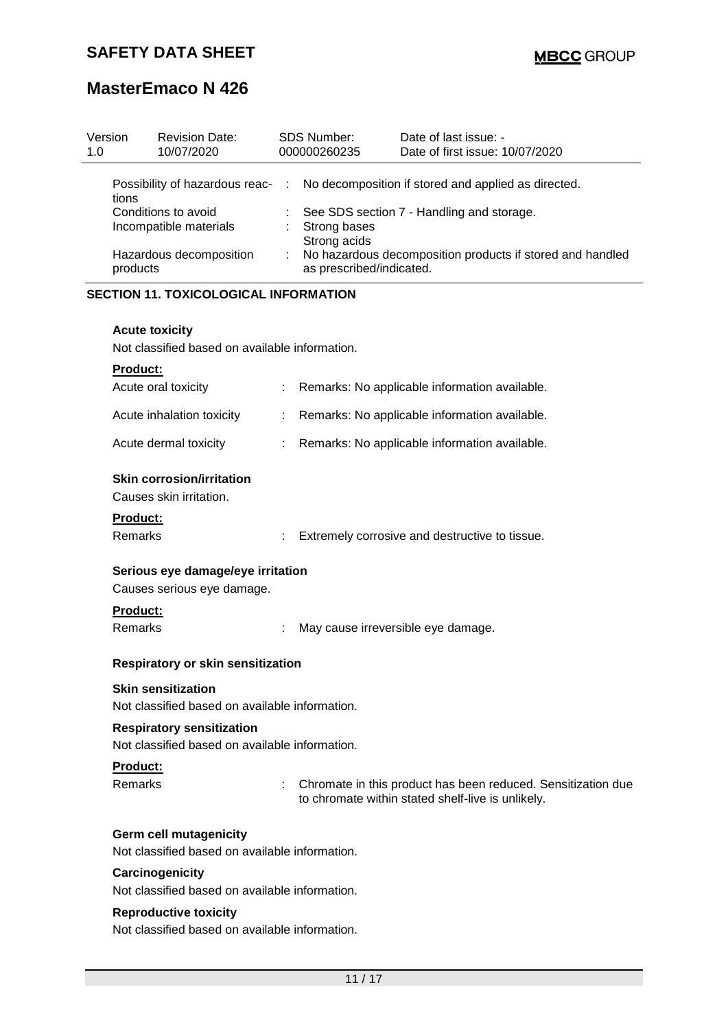| Version | Revision Date: | SDS Number: | Date of last issue: - |
|---|---|---|---|
| 1.0 | 10/07/2020 | 000000260235 | Date of first issue: 10/07/2020 |

| | |
|---|---|
| Possibility of hazardous reactions | : No decomposition if stored and applied as directed. |
| Conditions to avoid | : See SDS section 7 - Handling and storage. |
| Incompatible materials | : Strong bases<br>Strong acids |
| Hazardous decomposition products | : No hazardous decomposition products if stored and handled as prescribed/indicated. |

## SECTION 11. TOXICOLOGICAL INFORMATION

### Acute toxicity

Not classified based on available information.

**Product:**

| | |
|---|---|
| Acute oral toxicity | : Remarks: No applicable information available. |
| Acute inhalation toxicity | : Remarks: No applicable information available. |
| Acute dermal toxicity | : Remarks: No applicable information available. |

### Skin corrosion/irritation

Causes skin irritation.

**Product:**

| | |
|---|---|
| Remarks | : Extremely corrosive and destructive to tissue. |

### Serious eye damage/eye irritation

Causes serious eye damage.

**Product:**

| | |
|---|---|
| Remarks | : May cause irreversible eye damage. |

### Respiratory or skin sensitization

**Skin sensitization**

Not classified based on available information.

**Respiratory sensitization**

Not classified based on available information.

**Product:**

| | |
|---|---|
| Remarks | : Chromate in this product has been reduced. Sensitization due to chromate within stated shelf-live is unlikely. |

### Germ cell mutagenicity

Not classified based on available information.

### Carcinogenicity

Not classified based on available information.

### Reproductive toxicity

Not classified based on available information.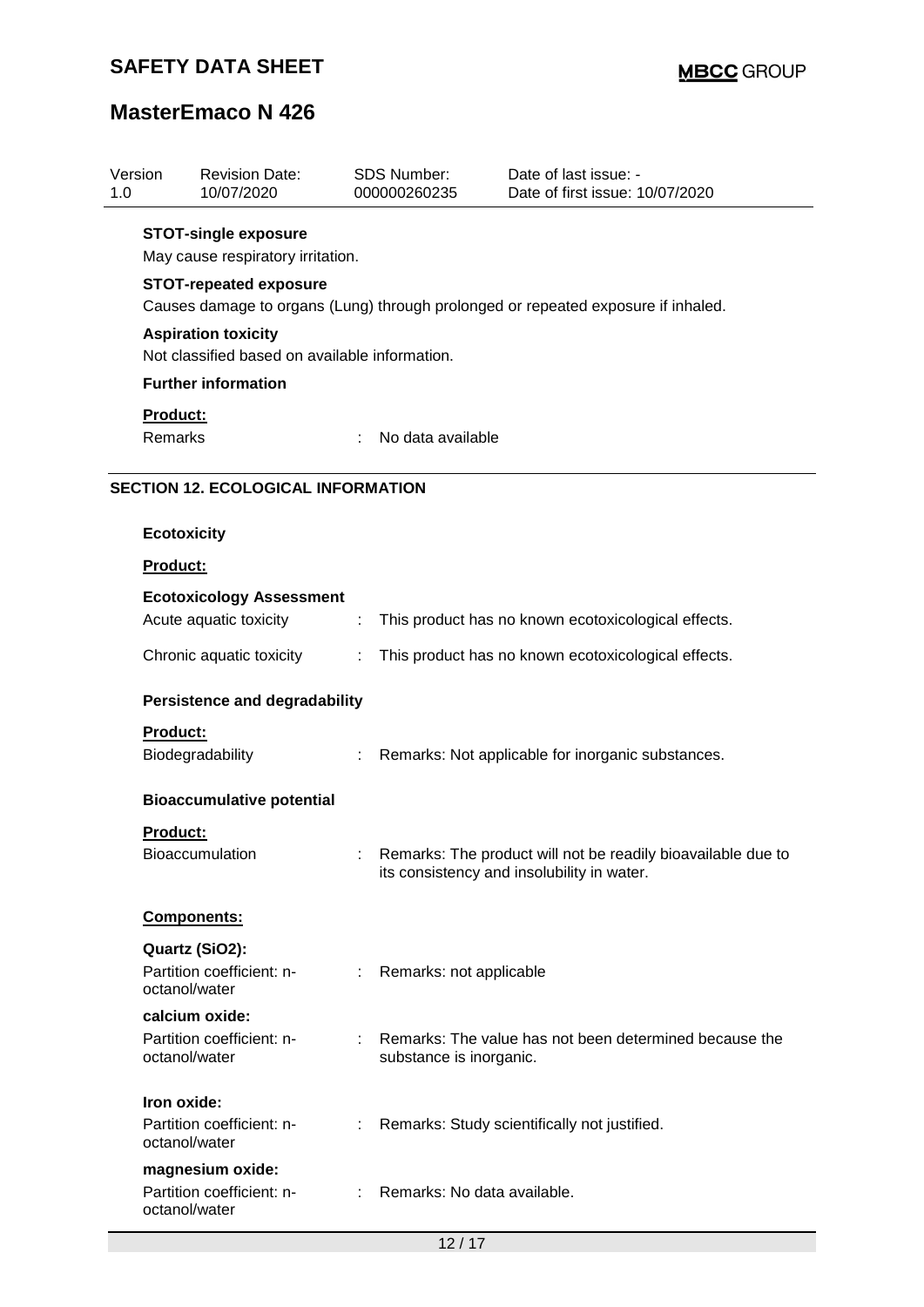**STOT-single exposure**

May cause respiratory irritation.

**STOT-repeated exposure**

Causes damage to organs (Lung) through prolonged or repeated exposure if inhaled.

**Aspiration toxicity**

Not classified based on available information.

**Further information**

**Product:**

Remarks : No data available

## SECTION 12. ECOLOGICAL INFORMATION

**Ecotoxicity**

**Product:**

**Ecotoxicology Assessment**

Acute aquatic toxicity : This product has no known ecotoxicological effects.

Chronic aquatic toxicity : This product has no known ecotoxicological effects.

**Persistence and degradability**

**Product:**

Biodegradability : Remarks: Not applicable for inorganic substances.

**Bioaccumulative potential**

**Product:**

Bioaccumulation : Remarks: The product will not be readily bioavailable due to its consistency and insolubility in water.

**Components:**

**Quartz ($SiO_2$):**

Partition coefficient: n-octanol/water : Remarks: not applicable

**calcium oxide:**

Partition coefficient: n-octanol/water : Remarks: The value has not been determined because the substance is inorganic.

**Iron oxide:**

Partition coefficient: n-octanol/water : Remarks: Study scientifically not justified.

**magnesium oxide:**

Partition coefficient: n-octanol/water : Remarks: No data available.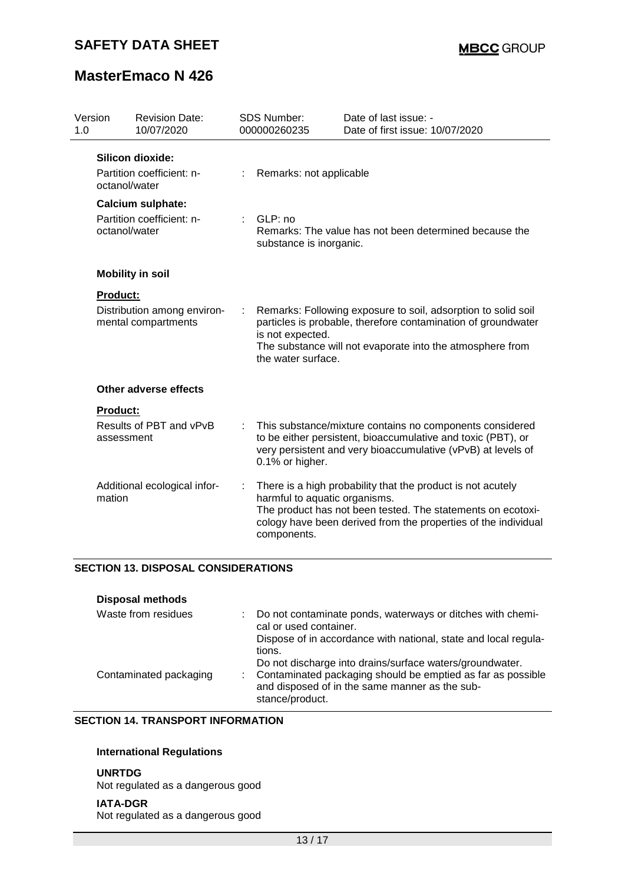| Version 1.0 | Revision Date: 10/07/2020 | SDS Number: 000000260235 | Date of last issue: - Date of first issue: 10/07/2020 |
|---|---|---|---|

**Silicon dioxide:**

Partition coefficient: n-octanol/water : Remarks: not applicable

**Calcium sulphate:**

Partition coefficient: n-octanol/water : GLP: no
Remarks: The value has not been determined because the substance is inorganic.

**Mobility in soil**

**Product:**

Distribution among environmental compartments : Remarks: Following exposure to soil, adsorption to solid soil particles is probable, therefore contamination of groundwater is not expected.
The substance will not evaporate into the atmosphere from the water surface.

**Other adverse effects**

**Product:**

Results of PBT and vPvB assessment : This substance/mixture contains no components considered to be either persistent, bioaccumulative and toxic (PBT), or very persistent and very bioaccumulative (vPvB) at levels of 0.1% or higher.

Additional ecological information : There is a high probability that the product is not acutely harmful to aquatic organisms.
The product has not been tested. The statements on ecotoxicology have been derived from the properties of the individual components.

## SECTION 13. DISPOSAL CONSIDERATIONS

**Disposal methods**

Waste from residues : Do not contaminate ponds, waterways or ditches with chemical or used container.
Dispose of in accordance with national, state and local regulations.
Do not discharge into drains/surface waters/groundwater.

Contaminated packaging : Contaminated packaging should be emptied as far as possible and disposed of in the same manner as the substance/product.

## SECTION 14. TRANSPORT INFORMATION

**International Regulations**

**UNRTDG**
Not regulated as a dangerous good

**IATA-DGR**
Not regulated as a dangerous good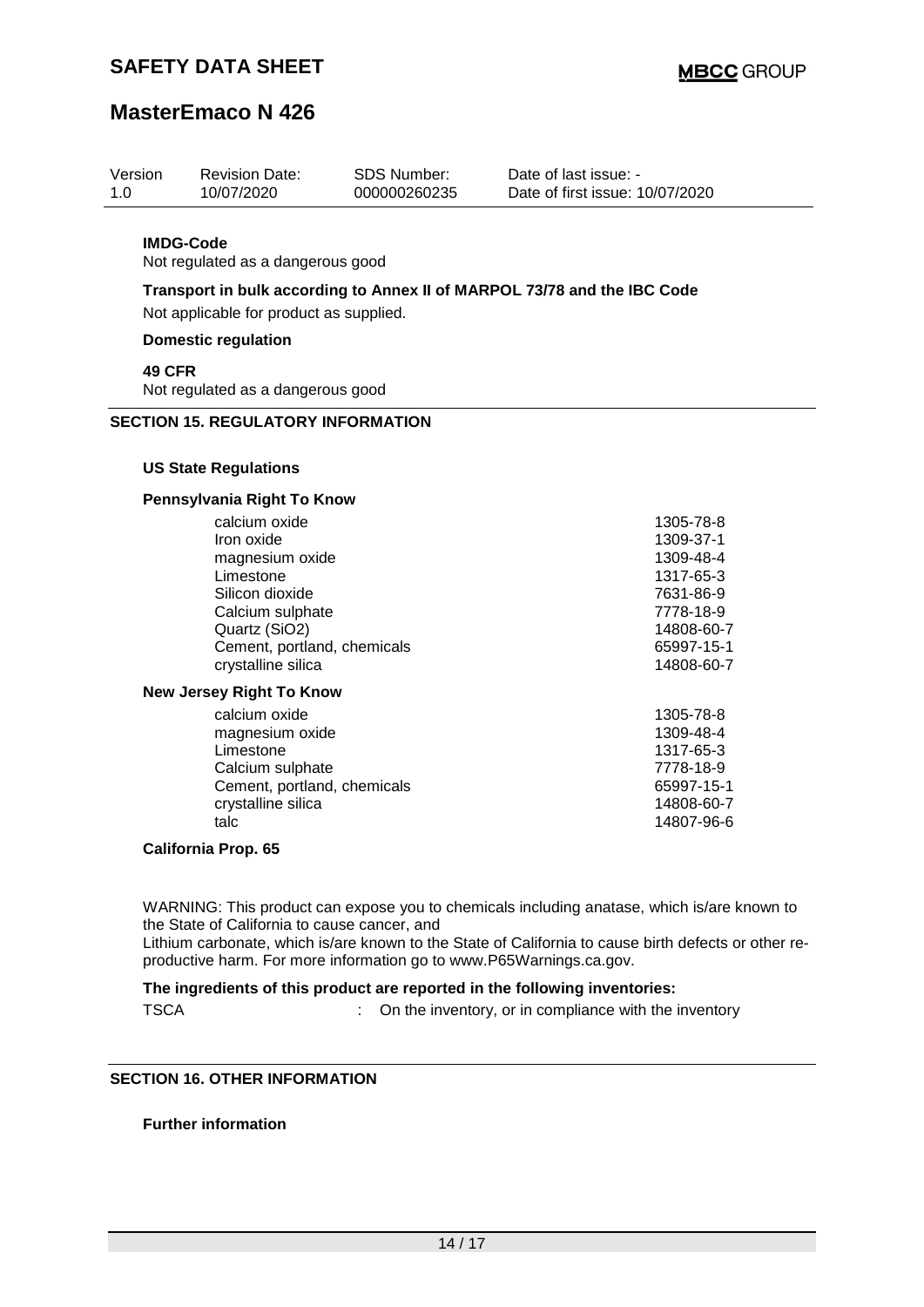**IMDG-Code**

Not regulated as a dangerous good

**Transport in bulk according to Annex II of MARPOL 73/78 and the IBC Code**

Not applicable for product as supplied.

**Domestic regulation**

**49 CFR**

Not regulated as a dangerous good

## SECTION 15. REGULATORY INFORMATION

**US State Regulations**

**Pennsylvania Right To Know**

| | |
|---|---|
| calcium oxide | 1305-78-8 |
| Iron oxide | 1309-37-1 |
| magnesium oxide | 1309-48-4 |
| Limestone | 1317-65-3 |
| Silicon dioxide | 7631-86-9 |
| Calcium sulphate | 7778-18-9 |
| Quartz (SiO2) | 14808-60-7 |
| Cement, portland, chemicals | 65997-15-1 |
| crystalline silica | 14808-60-7 |

**New Jersey Right To Know**

| | |
|---|---|
| calcium oxide | 1305-78-8 |
| magnesium oxide | 1309-48-4 |
| Limestone | 1317-65-3 |
| Calcium sulphate | 7778-18-9 |
| Cement, portland, chemicals | 65997-15-1 |
| crystalline silica | 14808-60-7 |
| talc | 14807-96-6 |

**California Prop. 65**

WARNING: This product can expose you to chemicals including anatase, which is/are known to the State of California to cause cancer, and
Lithium carbonate, which is/are known to the State of California to cause birth defects or other reproductive harm. For more information go to www.P65Warnings.ca.gov.

**The ingredients of this product are reported in the following inventories:**

TSCA : On the inventory, or in compliance with the inventory

## SECTION 16. OTHER INFORMATION

**Further information**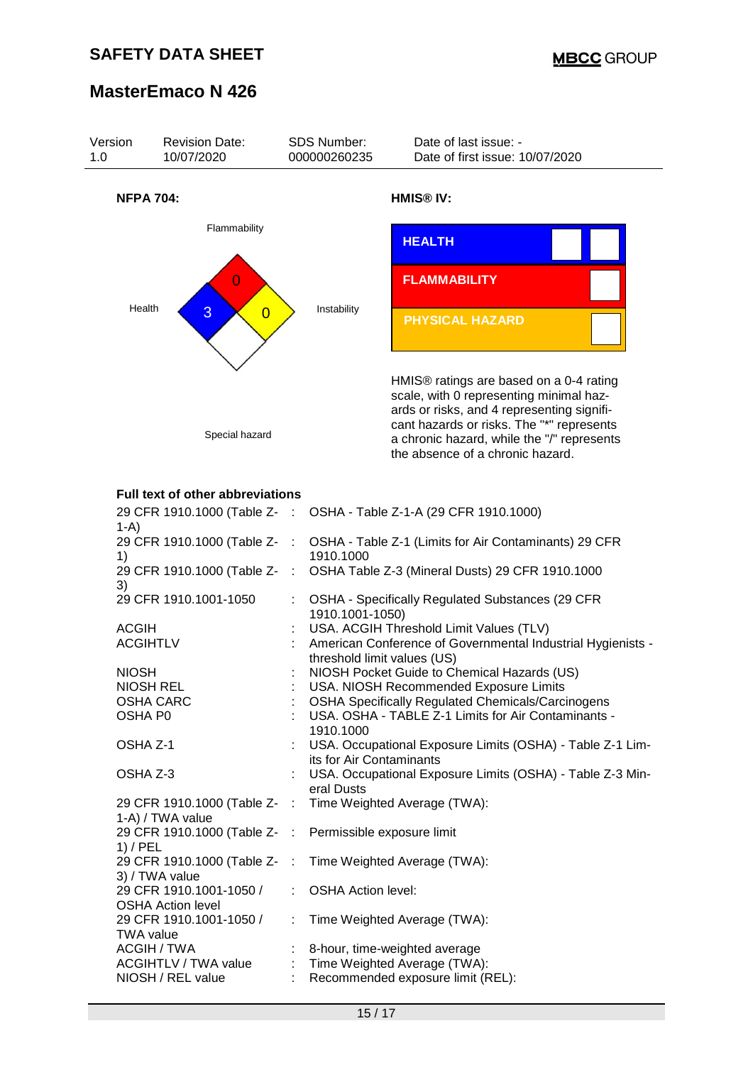# SAFETY DATA SHEET

# MasterEmaco N 426

| Version | Revision Date: | SDS Number: | Date of last issue: - |
|---|---|---|---|
| 1.0 | 10/07/2020 | 000000260235 | Date of first issue: 10/07/2020 |

**NFPA 704:**

Flammability

0

Health

3

0

Instability

Special hazard

**HMIS® IV:**

HEALTH

FLAMMABILITY

PHYSICAL HAZARD

HMIS® ratings are based on a 0-4 rating scale, with 0 representing minimal hazards or risks, and 4 representing significant hazards or risks. The "*" represents a chronic hazard, while the "/" represents the absence of a chronic hazard.

**Full text of other abbreviations**

| | | |
|---|---|---|
| 29 CFR 1910.1000 (Table Z-1-A) | : | OSHA - Table Z-1-A (29 CFR 1910.1000) |
| 29 CFR 1910.1000 (Table Z-1) | : | OSHA - Table Z-1 (Limits for Air Contaminants) 29 CFR 1910.1000 |
| 29 CFR 1910.1000 (Table Z-3) | : | OSHA Table Z-3 (Mineral Dusts) 29 CFR 1910.1000 |
| 29 CFR 1910.1001-1050 | : | OSHA - Specifically Regulated Substances (29 CFR 1910.1001-1050) |
| ACGIH | : | USA. ACGIH Threshold Limit Values (TLV) |
| ACGIHTLV | : | American Conference of Governmental Industrial Hygienists - threshold limit values (US) |
| NIOSH | : | NIOSH Pocket Guide to Chemical Hazards (US) |
| NIOSH REL | : | USA. NIOSH Recommended Exposure Limits |
| OSHA CARC | : | OSHA Specifically Regulated Chemicals/Carcinogens |
| OSHA P0 | : | USA. OSHA - TABLE Z-1 Limits for Air Contaminants - 1910.1000 |
| OSHA Z-1 | : | USA. Occupational Exposure Limits (OSHA) - Table Z-1 Limits for Air Contaminants |
| OSHA Z-3 | : | USA. Occupational Exposure Limits (OSHA) - Table Z-3 Mineral Dusts |
| 29 CFR 1910.1000 (Table Z-1-A) / TWA value | : | Time Weighted Average (TWA): |
| 29 CFR 1910.1000 (Table Z-1) / PEL | : | Permissible exposure limit |
| 29 CFR 1910.1000 (Table Z-3) / TWA value | : | Time Weighted Average (TWA): |
| 29 CFR 1910.1001-1050 / OSHA Action level | : | OSHA Action level: |
| 29 CFR 1910.1001-1050 / TWA value | : | Time Weighted Average (TWA): |
| ACGIH / TWA | : | 8-hour, time-weighted average |
| ACGIHTLV / TWA value | : | Time Weighted Average (TWA): |
| NIOSH / REL value | : | Recommended exposure limit (REL): |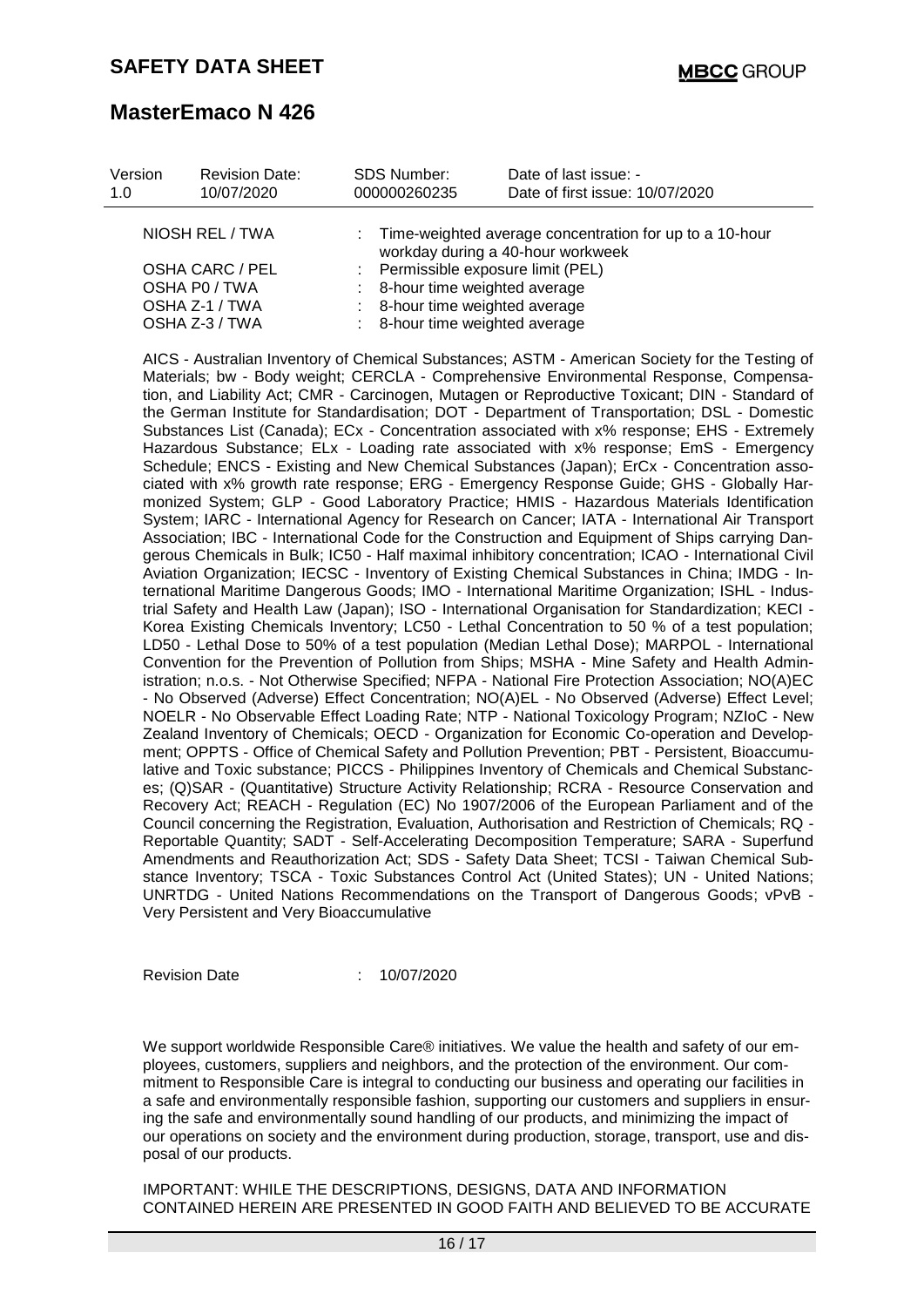| | | |
|---|---|---|
| NIOSH REL / TWA | : | Time-weighted average concentration for up to a 10-hour workday during a 40-hour workweek |
| OSHA CARC / PEL | : | Permissible exposure limit (PEL) |
| OSHA P0 / TWA | : | 8-hour time weighted average |
| OSHA Z-1 / TWA | : | 8-hour time weighted average |
| OSHA Z-3 / TWA | : | 8-hour time weighted average |

AICS - Australian Inventory of Chemical Substances; ASTM - American Society for the Testing of Materials; bw - Body weight; CERCLA - Comprehensive Environmental Response, Compensation, and Liability Act; CMR - Carcinogen, Mutagen or Reproductive Toxicant; DIN - Standard of the German Institute for Standardisation; DOT - Department of Transportation; DSL - Domestic Substances List (Canada); ECx - Concentration associated with x% response; EHS - Extremely Hazardous Substance; ELx - Loading rate associated with x% response; EmS - Emergency Schedule; ENCS - Existing and New Chemical Substances (Japan); ErCx - Concentration associated with x% growth rate response; ERG - Emergency Response Guide; GHS - Globally Harmonized System; GLP - Good Laboratory Practice; HMIS - Hazardous Materials Identification System; IARC - International Agency for Research on Cancer; IATA - International Air Transport Association; IBC - International Code for the Construction and Equipment of Ships carrying Dangerous Chemicals in Bulk; IC50 - Half maximal inhibitory concentration; ICAO - International Civil Aviation Organization; IECSC - Inventory of Existing Chemical Substances in China; IMDG - International Maritime Dangerous Goods; IMO - International Maritime Organization; ISHL - Industrial Safety and Health Law (Japan); ISO - International Organisation for Standardization; KECI - Korea Existing Chemicals Inventory; LC50 - Lethal Concentration to 50 % of a test population; LD50 - Lethal Dose to 50% of a test population (Median Lethal Dose); MARPOL - International Convention for the Prevention of Pollution from Ships; MSHA - Mine Safety and Health Administration; n.o.s. - Not Otherwise Specified; NFPA - National Fire Protection Association; NO(A)EC - No Observed (Adverse) Effect Concentration; NO(A)EL - No Observed (Adverse) Effect Level; NOELR - No Observable Effect Loading Rate; NTP - National Toxicology Program; NZIoC - New Zealand Inventory of Chemicals; OECD - Organization for Economic Co-operation and Development; OPPTS - Office of Chemical Safety and Pollution Prevention; PBT - Persistent, Bioaccumulative and Toxic substance; PICCS - Philippines Inventory of Chemicals and Chemical Substances; (Q)SAR - (Quantitative) Structure Activity Relationship; RCRA - Resource Conservation and Recovery Act; REACH - Regulation (EC) No 1907/2006 of the European Parliament and of the Council concerning the Registration, Evaluation, Authorisation and Restriction of Chemicals; RQ - Reportable Quantity; SADT - Self-Accelerating Decomposition Temperature; SARA - Superfund Amendments and Reauthorization Act; SDS - Safety Data Sheet; TCSI - Taiwan Chemical Substance Inventory; TSCA - Toxic Substances Control Act (United States); UN - United Nations; UNRTDG - United Nations Recommendations on the Transport of Dangerous Goods; vPvB - Very Persistent and Very Bioaccumulative

Revision Date : 10/07/2020

We support worldwide Responsible Care® initiatives. We value the health and safety of our employees, customers, suppliers and neighbors, and the protection of the environment. Our commitment to Responsible Care is integral to conducting our business and operating our facilities in a safe and environmentally responsible fashion, supporting our customers and suppliers in ensuring the safe and environmentally sound handling of our products, and minimizing the impact of our operations on society and the environment during production, storage, transport, use and disposal of our products.

IMPORTANT: WHILE THE DESCRIPTIONS, DESIGNS, DATA AND INFORMATION CONTAINED HEREIN ARE PRESENTED IN GOOD FAITH AND BELIEVED TO BE ACCURATE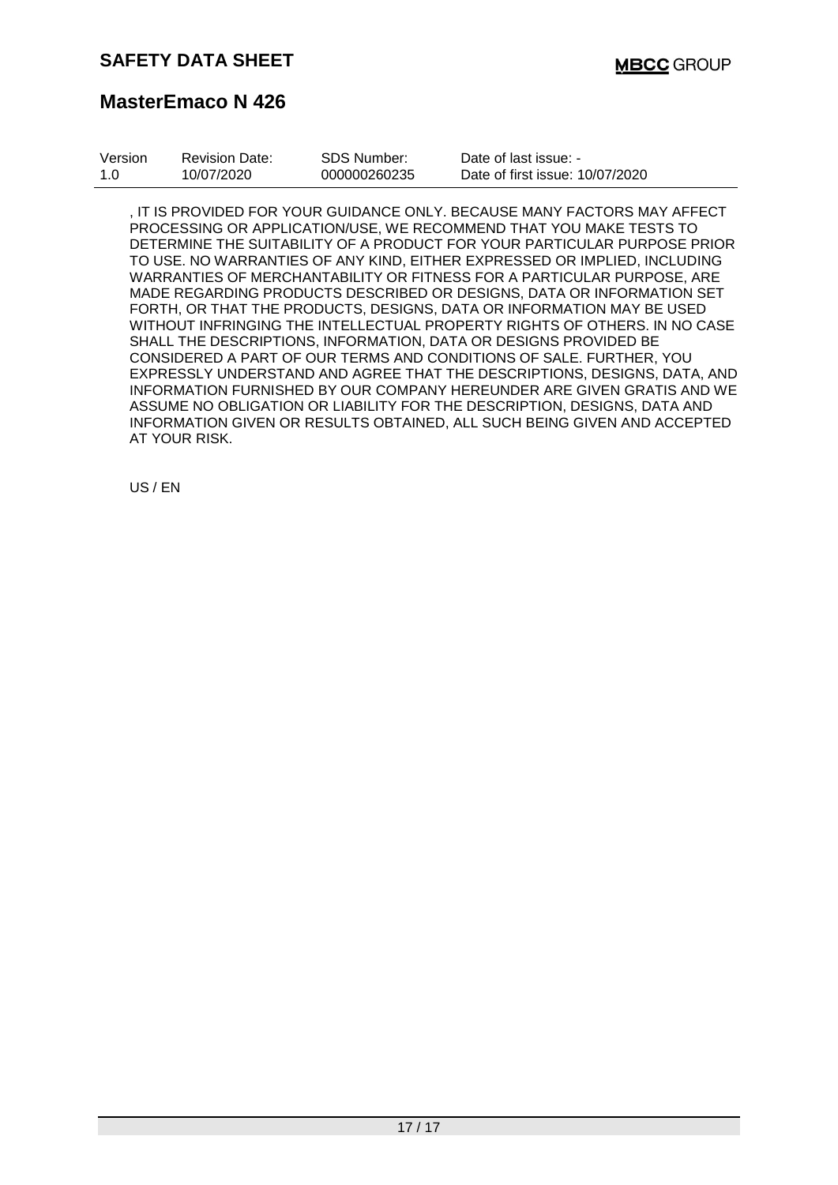, IT IS PROVIDED FOR YOUR GUIDANCE ONLY. BECAUSE MANY FACTORS MAY AFFECT PROCESSING OR APPLICATION/USE, WE RECOMMEND THAT YOU MAKE TESTS TO DETERMINE THE SUITABILITY OF A PRODUCT FOR YOUR PARTICULAR PURPOSE PRIOR TO USE. NO WARRANTIES OF ANY KIND, EITHER EXPRESSED OR IMPLIED, INCLUDING WARRANTIES OF MERCHANTABILITY OR FITNESS FOR A PARTICULAR PURPOSE, ARE MADE REGARDING PRODUCTS DESCRIBED OR DESIGNS, DATA OR INFORMATION SET FORTH, OR THAT THE PRODUCTS, DESIGNS, DATA OR INFORMATION MAY BE USED WITHOUT INFRINGING THE INTELLECTUAL PROPERTY RIGHTS OF OTHERS. IN NO CASE SHALL THE DESCRIPTIONS, INFORMATION, DATA OR DESIGNS PROVIDED BE CONSIDERED A PART OF OUR TERMS AND CONDITIONS OF SALE. FURTHER, YOU EXPRESSLY UNDERSTAND AND AGREE THAT THE DESCRIPTIONS, DESIGNS, DATA, AND INFORMATION FURNISHED BY OUR COMPANY HEREUNDER ARE GIVEN GRATIS AND WE ASSUME NO OBLIGATION OR LIABILITY FOR THE DESCRIPTION, DESIGNS, DATA AND INFORMATION GIVEN OR RESULTS OBTAINED, ALL SUCH BEING GIVEN AND ACCEPTED AT YOUR RISK.

US / EN